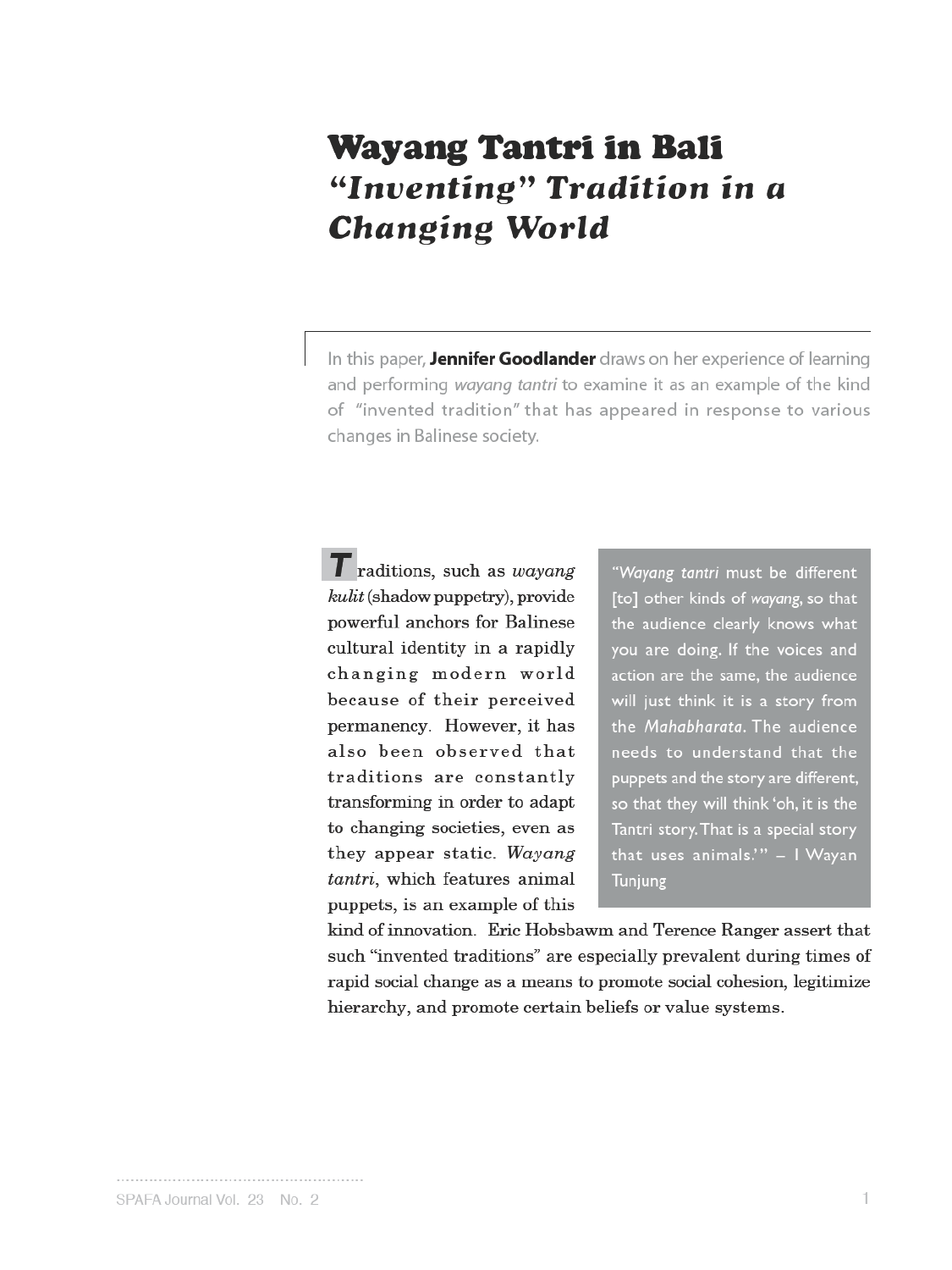# Wayang Tantri in Bali

## *"Inventing" Tradition in a Changing World*

In this paper, **Jennifer Goodlander** draws on her experience of learning and performing *wayang tantri* to examine it as an example of the kind of "invented tradition" that has appeared in response to various changes in Balinese society.

> "*Wayang tantri* must be different [to] other kinds of *wayang*, so that the audience clearly knows what you are doing. If the voices and action are the same, the audience will just think it is a story from the *Mahabharata*. The audience needs to understand that the puppets and the story are different, so that they will think 'oh, it is the Tantri story. That is a special story that uses animals.'" – I Wayan Tunjung

Traditions, such as *wayang kulit* (shadow puppetry), provide powerful anchors for Balinese cultural identity in a rapidly changing modern world because of their perceived permanency. However, it has also been observed that traditions are constantly transforming in order to adapt to changing societies, even as they appear static. *Wayang tantri*, which features animal puppets, is an example of this kind of innovation. Eric Hobsbawm and Terence Ranger assert that such "invented traditions" are especially prevalent during times of rapid social change as a means to promote social cohesion, legitimize hierarchy, and promote certain beliefs or value systems.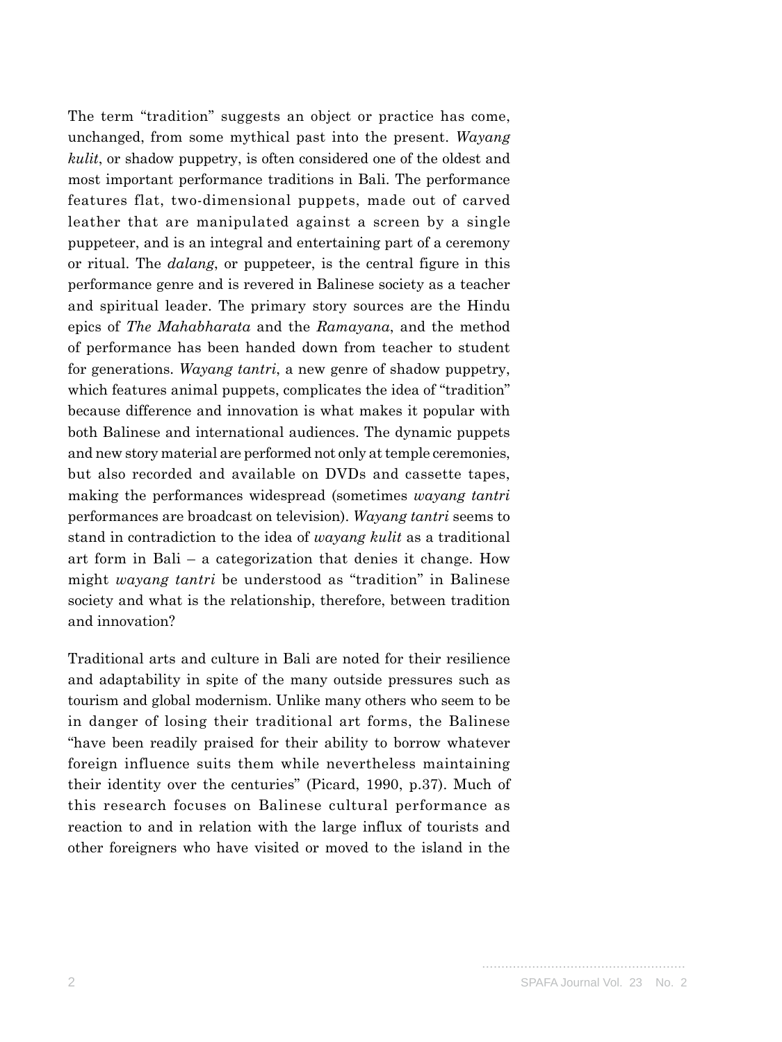The term "tradition" suggests an object or practice has come, unchanged, from some mythical past into the present. *Wayang kulit*, or shadow puppetry, is often considered one of the oldest and most important performance traditions in Bali. The performance features flat, two-dimensional puppets, made out of carved leather that are manipulated against a screen by a single puppeteer, and is an integral and entertaining part of a ceremony or ritual. The *dalang*, or puppeteer, is the central figure in this performance genre and is revered in Balinese society as a teacher and spiritual leader. The primary story sources are the Hindu epics of *The Mahabharata* and the *Ramayana*, and the method of performance has been handed down from teacher to student for generations. *Wayang tantri*, a new genre of shadow puppetry, which features animal puppets, complicates the idea of "tradition" because difference and innovation is what makes it popular with both Balinese and international audiences. The dynamic puppets and new story material are performed not only at temple ceremonies, but also recorded and available on DVDs and cassette tapes, making the performances widespread (sometimes *wayang tantri* performances are broadcast on television). *Wayang tantri* seems to stand in contradiction to the idea of *wayang kulit* as a traditional art form in Bali – a categorization that denies it change. How might *wayang tantri* be understood as "tradition" in Balinese society and what is the relationship, therefore, between tradition and innovation?

Traditional arts and culture in Bali are noted for their resilience and adaptability in spite of the many outside pressures such as tourism and global modernism. Unlike many others who seem to be in danger of losing their traditional art forms, the Balinese "have been readily praised for their ability to borrow whatever foreign influence suits them while nevertheless maintaining their identity over the centuries" (Picard, 1990, p.37). Much of this research focuses on Balinese cultural performance as reaction to and in relation with the large influx of tourists and other foreigners who have visited or moved to the island in the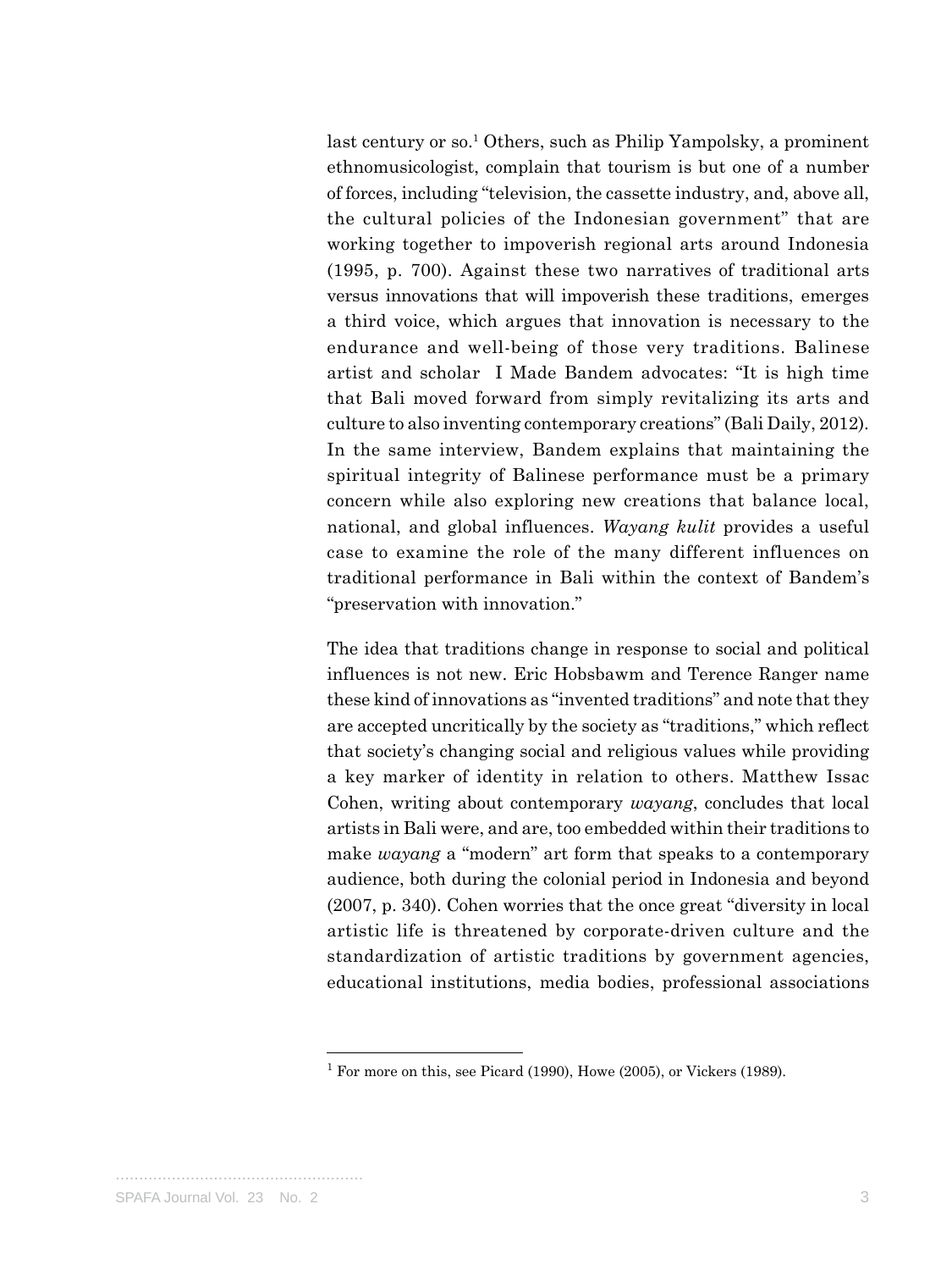last century or so.[1] Others, such as Philip Yampolsky, a prominent ethnomusicologist, complain that tourism is but one of a number of forces, including "television, the cassette industry, and, above all, the cultural policies of the Indonesian government" that are working together to impoverish regional arts around Indonesia (1995, p. 700). Against these two narratives of traditional arts versus innovations that will impoverish these traditions, emerges a third voice, which argues that innovation is necessary to the endurance and well-being of those very traditions. Balinese artist and scholar I Made Bandem advocates: "It is high time that Bali moved forward from simply revitalizing its arts and culture to also inventing contemporary creations" (Bali Daily, 2012). In the same interview, Bandem explains that maintaining the spiritual integrity of Balinese performance must be a primary concern while also exploring new creations that balance local, national, and global influences. *Wayang kulit* provides a useful case to examine the role of the many different influences on traditional performance in Bali within the context of Bandem's "preservation with innovation."

The idea that traditions change in response to social and political influences is not new. Eric Hobsbawm and Terence Ranger name these kind of innovations as "invented traditions" and note that they are accepted uncritically by the society as "traditions," which reflect that society's changing social and religious values while providing a key marker of identity in relation to others. Matthew Issac Cohen, writing about contemporary *wayang*, concludes that local artists in Bali were, and are, too embedded within their traditions to make *wayang* a "modern" art form that speaks to a contemporary audience, both during the colonial period in Indonesia and beyond (2007, p. 340). Cohen worries that the once great "diversity in local artistic life is threatened by corporate-driven culture and the standardization of artistic traditions by government agencies, educational institutions, media bodies, professional associations

---

[1] For more on this, see Picard (1990), Howe (2005), or Vickers (1989).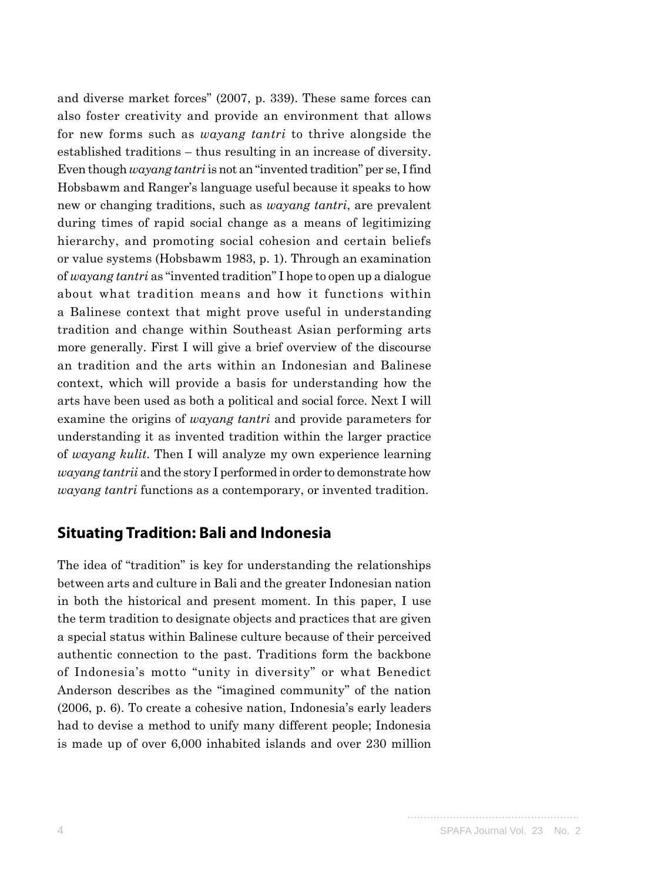and diverse market forces" (2007, p. 339). These same forces can also foster creativity and provide an environment that allows for new forms such as *wayang tantri* to thrive alongside the established traditions – thus resulting in an increase of diversity. Even though *wayang tantri* is not an "invented tradition" per se, I find Hobsbawm and Ranger's language useful because it speaks to how new or changing traditions, such as *wayang tantri*, are prevalent during times of rapid social change as a means of legitimizing hierarchy, and promoting social cohesion and certain beliefs or value systems (Hobsbawm 1983, p. 1). Through an examination of *wayang tantri* as "invented tradition" I hope to open up a dialogue about what tradition means and how it functions within a Balinese context that might prove useful in understanding tradition and change within Southeast Asian performing arts more generally. First I will give a brief overview of the discourse an tradition and the arts within an Indonesian and Balinese context, which will provide a basis for understanding how the arts have been used as both a political and social force. Next I will examine the origins of *wayang tantri* and provide parameters for understanding it as invented tradition within the larger practice of *wayang kulit*. Then I will analyze my own experience learning *wayang tantrii* and the story I performed in order to demonstrate how *wayang tantri* functions as a contemporary, or invented tradition.

## Situating Tradition: Bali and Indonesia

The idea of "tradition" is key for understanding the relationships between arts and culture in Bali and the greater Indonesian nation in both the historical and present moment. In this paper, I use the term tradition to designate objects and practices that are given a special status within Balinese culture because of their perceived authentic connection to the past. Traditions form the backbone of Indonesia's motto "unity in diversity" or what Benedict Anderson describes as the "imagined community" of the nation (2006, p. 6). To create a cohesive nation, Indonesia's early leaders had to devise a method to unify many different people; Indonesia is made up of over 6,000 inhabited islands and over 230 million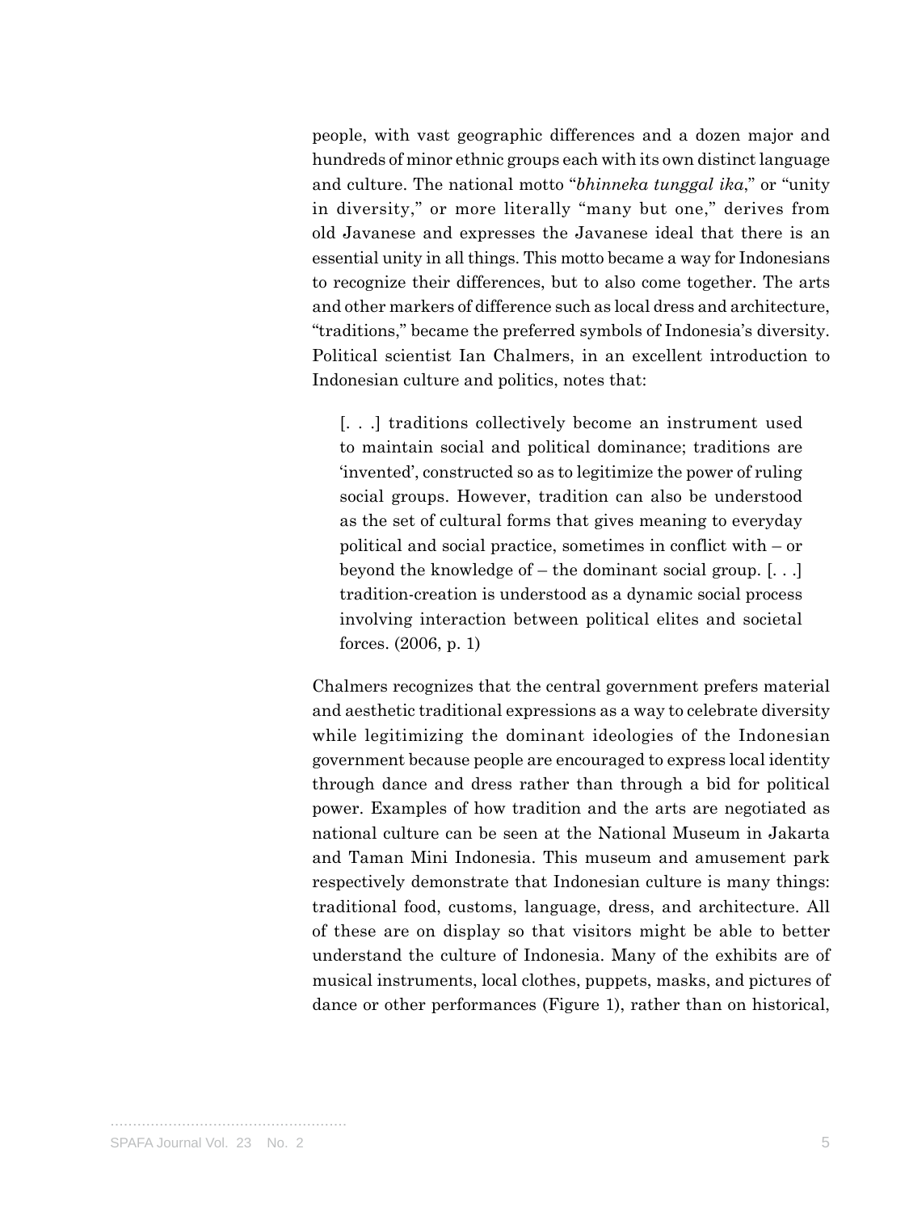people, with vast geographic differences and a dozen major and hundreds of minor ethnic groups each with its own distinct language and culture. The national motto "*bhinneka tunggal ika*," or "unity in diversity," or more literally "many but one," derives from old Javanese and expresses the Javanese ideal that there is an essential unity in all things. This motto became a way for Indonesians to recognize their differences, but to also come together. The arts and other markers of difference such as local dress and architecture, "traditions," became the preferred symbols of Indonesia's diversity. Political scientist Ian Chalmers, in an excellent introduction to Indonesian culture and politics, notes that:

> [. . .] traditions collectively become an instrument used to maintain social and political dominance; traditions are 'invented', constructed so as to legitimize the power of ruling social groups. However, tradition can also be understood as the set of cultural forms that gives meaning to everyday political and social practice, sometimes in conflict with – or beyond the knowledge of – the dominant social group. [. . .] tradition-creation is understood as a dynamic social process involving interaction between political elites and societal forces. (2006, p. 1)

Chalmers recognizes that the central government prefers material and aesthetic traditional expressions as a way to celebrate diversity while legitimizing the dominant ideologies of the Indonesian government because people are encouraged to express local identity through dance and dress rather than through a bid for political power. Examples of how tradition and the arts are negotiated as national culture can be seen at the National Museum in Jakarta and Taman Mini Indonesia. This museum and amusement park respectively demonstrate that Indonesian culture is many things: traditional food, customs, language, dress, and architecture. All of these are on display so that visitors might be able to better understand the culture of Indonesia. Many of the exhibits are of musical instruments, local clothes, puppets, masks, and pictures of dance or other performances (Figure 1), rather than on historical,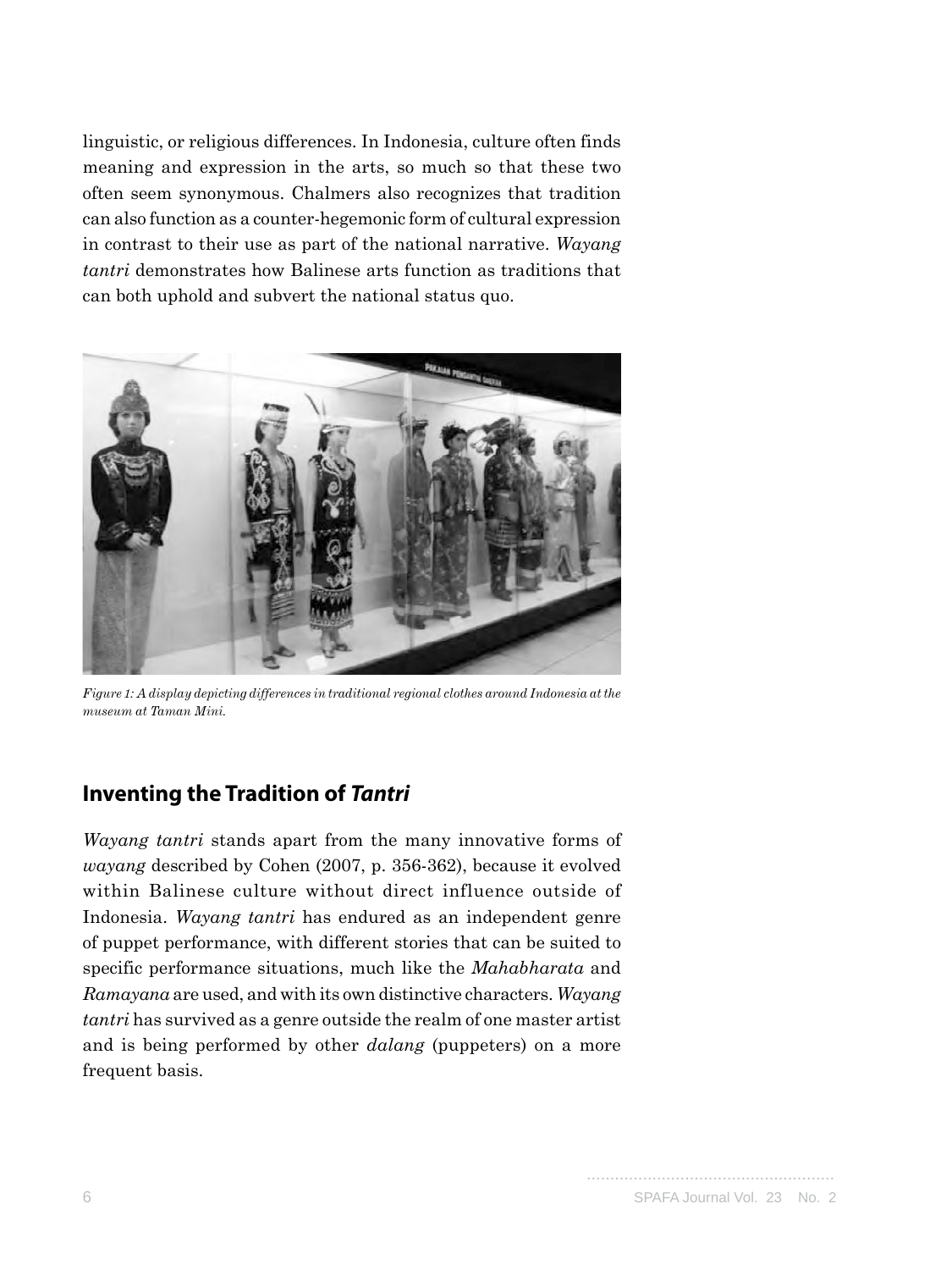linguistic, or religious differences. In Indonesia, culture often finds meaning and expression in the arts, so much so that these two often seem synonymous. Chalmers also recognizes that tradition can also function as a counter-hegemonic form of cultural expression in contrast to their use as part of the national narrative. *Wayang tantri* demonstrates how Balinese arts function as traditions that can both uphold and subvert the national status quo.

*Figure 1: A display depicting differences in traditional regional clothes around Indonesia at the museum at Taman Mini.*

## Inventing the Tradition of *Tantri*

*Wayang tantri* stands apart from the many innovative forms of *wayang* described by Cohen (2007, p. 356-362), because it evolved within Balinese culture without direct influence outside of Indonesia. *Wayang tantri* has endured as an independent genre of puppet performance, with different stories that can be suited to specific performance situations, much like the *Mahabharata* and *Ramayana* are used, and with its own distinctive characters. *Wayang tantri* has survived as a genre outside the realm of one master artist and is being performed by other *dalang* (puppeteers) on a more frequent basis.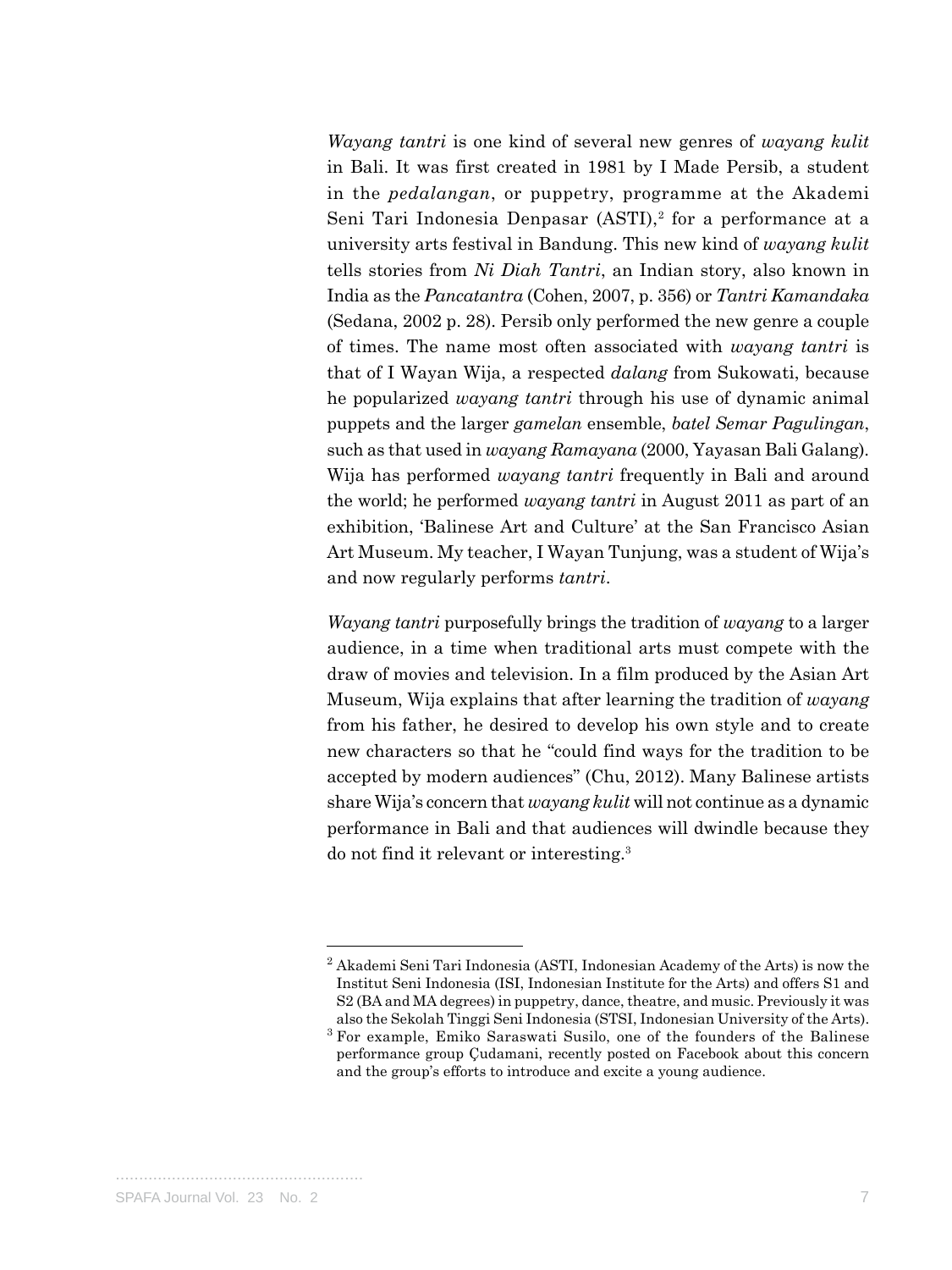*Wayang tantri* is one kind of several new genres of *wayang kulit* in Bali. It was first created in 1981 by I Made Persib, a student in the *pedalangan*, or puppetry, programme at the Akademi Seni Tari Indonesia Denpasar (ASTI),[2] for a performance at a university arts festival in Bandung. This new kind of *wayang kulit* tells stories from *Ni Diah Tantri*, an Indian story, also known in India as the *Pancatantra* (Cohen, 2007, p. 356) or *Tantri Kamandaka* (Sedana, 2002 p. 28). Persib only performed the new genre a couple of times. The name most often associated with *wayang tantri* is that of I Wayan Wija, a respected *dalang* from Sukowati, because he popularized *wayang tantri* through his use of dynamic animal puppets and the larger *gamelan* ensemble, *batel Semar Pagulingan*, such as that used in *wayang Ramayana* (2000, Yayasan Bali Galang). Wija has performed *wayang tantri* frequently in Bali and around the world; he performed *wayang tantri* in August 2011 as part of an exhibition, 'Balinese Art and Culture' at the San Francisco Asian Art Museum. My teacher, I Wayan Tunjung, was a student of Wija's and now regularly performs *tantri*.

*Wayang tantri* purposefully brings the tradition of *wayang* to a larger audience, in a time when traditional arts must compete with the draw of movies and television. In a film produced by the Asian Art Museum, Wija explains that after learning the tradition of *wayang* from his father, he desired to develop his own style and to create new characters so that he "could find ways for the tradition to be accepted by modern audiences" (Chu, 2012). Many Balinese artists share Wija's concern that *wayang kulit* will not continue as a dynamic performance in Bali and that audiences will dwindle because they do not find it relevant or interesting.[3]

---

[2] Akademi Seni Tari Indonesia (ASTI, Indonesian Academy of the Arts) is now the Institut Seni Indonesia (ISI, Indonesian Institute for the Arts) and offers S1 and S2 (BA and MA degrees) in puppetry, dance, theatre, and music. Previously it was also the Sekolah Tinggi Seni Indonesia (STSI, Indonesian University of the Arts).

[3] For example, Emiko Saraswati Susilo, one of the founders of the Balinese performance group Çudamani, recently posted on Facebook about this concern and the group's efforts to introduce and excite a young audience.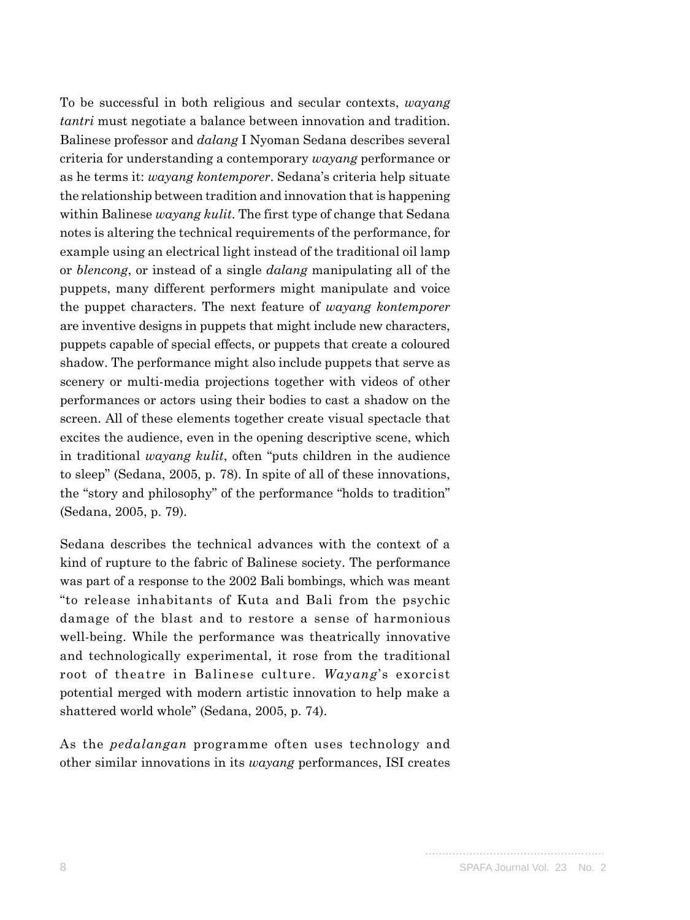To be successful in both religious and secular contexts, *wayang tantri* must negotiate a balance between innovation and tradition. Balinese professor and *dalang* I Nyoman Sedana describes several criteria for understanding a contemporary *wayang* performance or as he terms it: *wayang kontemporer*. Sedana's criteria help situate the relationship between tradition and innovation that is happening within Balinese *wayang kulit*. The first type of change that Sedana notes is altering the technical requirements of the performance, for example using an electrical light instead of the traditional oil lamp or *blencong*, or instead of a single *dalang* manipulating all of the puppets, many different performers might manipulate and voice the puppet characters. The next feature of *wayang kontemporer* are inventive designs in puppets that might include new characters, puppets capable of special effects, or puppets that create a coloured shadow. The performance might also include puppets that serve as scenery or multi-media projections together with videos of other performances or actors using their bodies to cast a shadow on the screen. All of these elements together create visual spectacle that excites the audience, even in the opening descriptive scene, which in traditional *wayang kulit*, often "puts children in the audience to sleep" (Sedana, 2005, p. 78). In spite of all of these innovations, the "story and philosophy" of the performance "holds to tradition" (Sedana, 2005, p. 79).

Sedana describes the technical advances with the context of a kind of rupture to the fabric of Balinese society. The performance was part of a response to the 2002 Bali bombings, which was meant "to release inhabitants of Kuta and Bali from the psychic damage of the blast and to restore a sense of harmonious well-being. While the performance was theatrically innovative and technologically experimental, it rose from the traditional root of theatre in Balinese culture. *Wayang*'s exorcist potential merged with modern artistic innovation to help make a shattered world whole" (Sedana, 2005, p. 74).

As the *pedalangan* programme often uses technology and other similar innovations in its *wayang* performances, ISI creates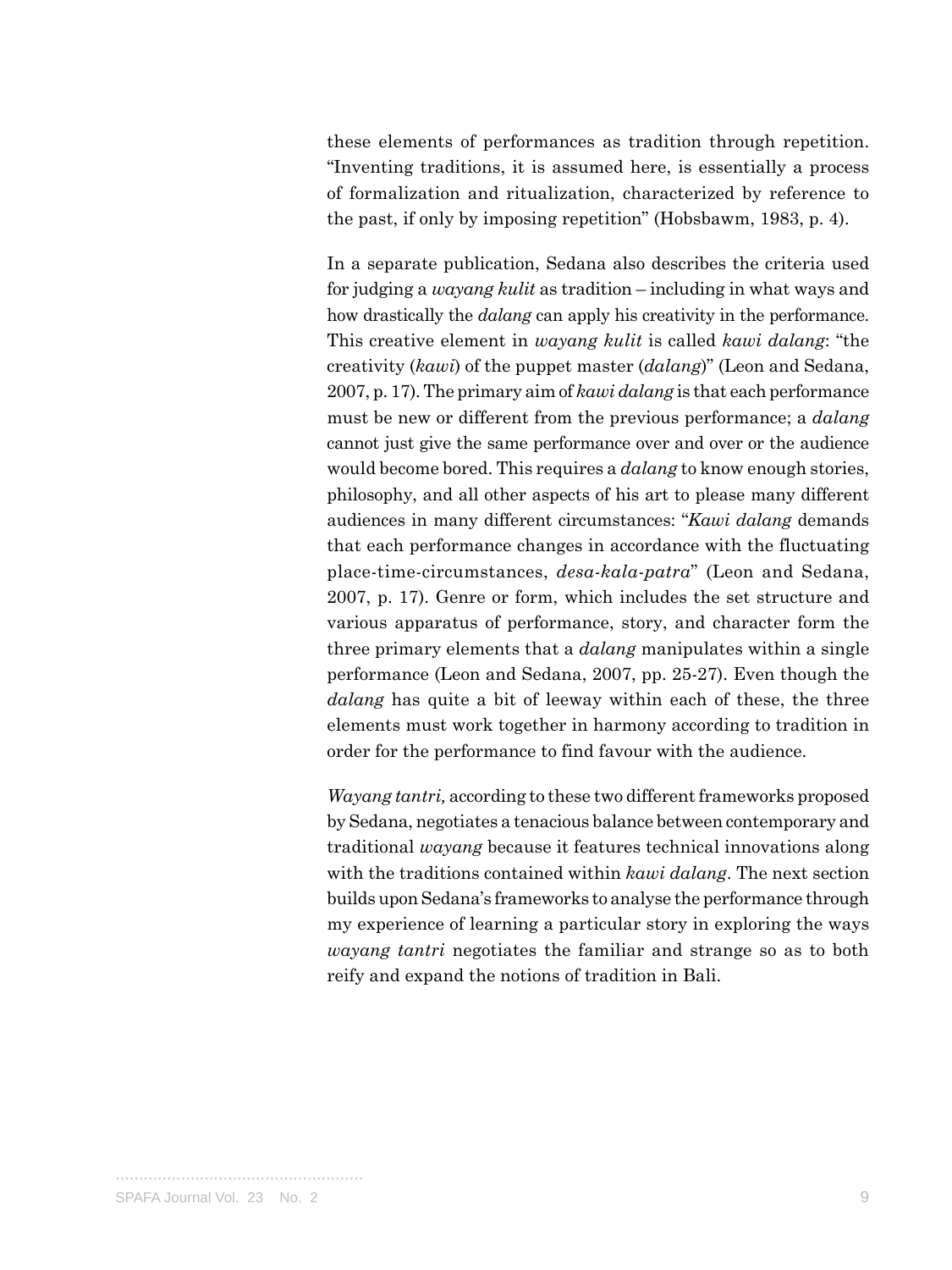these elements of performances as tradition through repetition. "Inventing traditions, it is assumed here, is essentially a process of formalization and ritualization, characterized by reference to the past, if only by imposing repetition" (Hobsbawm, 1983, p. 4).

In a separate publication, Sedana also describes the criteria used for judging a *wayang kulit* as tradition – including in what ways and how drastically the *dalang* can apply his creativity in the performance. This creative element in *wayang kulit* is called *kawi dalang*: "the creativity (*kawi*) of the puppet master (*dalang*)" (Leon and Sedana, 2007, p. 17). The primary aim of *kawi dalang* is that each performance must be new or different from the previous performance; a *dalang* cannot just give the same performance over and over or the audience would become bored. This requires a *dalang* to know enough stories, philosophy, and all other aspects of his art to please many different audiences in many different circumstances: "*Kawi dalang* demands that each performance changes in accordance with the fluctuating place-time-circumstances, *desa-kala-patra*" (Leon and Sedana, 2007, p. 17). Genre or form, which includes the set structure and various apparatus of performance, story, and character form the three primary elements that a *dalang* manipulates within a single performance (Leon and Sedana, 2007, pp. 25-27). Even though the *dalang* has quite a bit of leeway within each of these, the three elements must work together in harmony according to tradition in order for the performance to find favour with the audience.

*Wayang tantri,* according to these two different frameworks proposed by Sedana, negotiates a tenacious balance between contemporary and traditional *wayang* because it features technical innovations along with the traditions contained within *kawi dalang*. The next section builds upon Sedana's frameworks to analyse the performance through my experience of learning a particular story in exploring the ways *wayang tantri* negotiates the familiar and strange so as to both reify and expand the notions of tradition in Bali.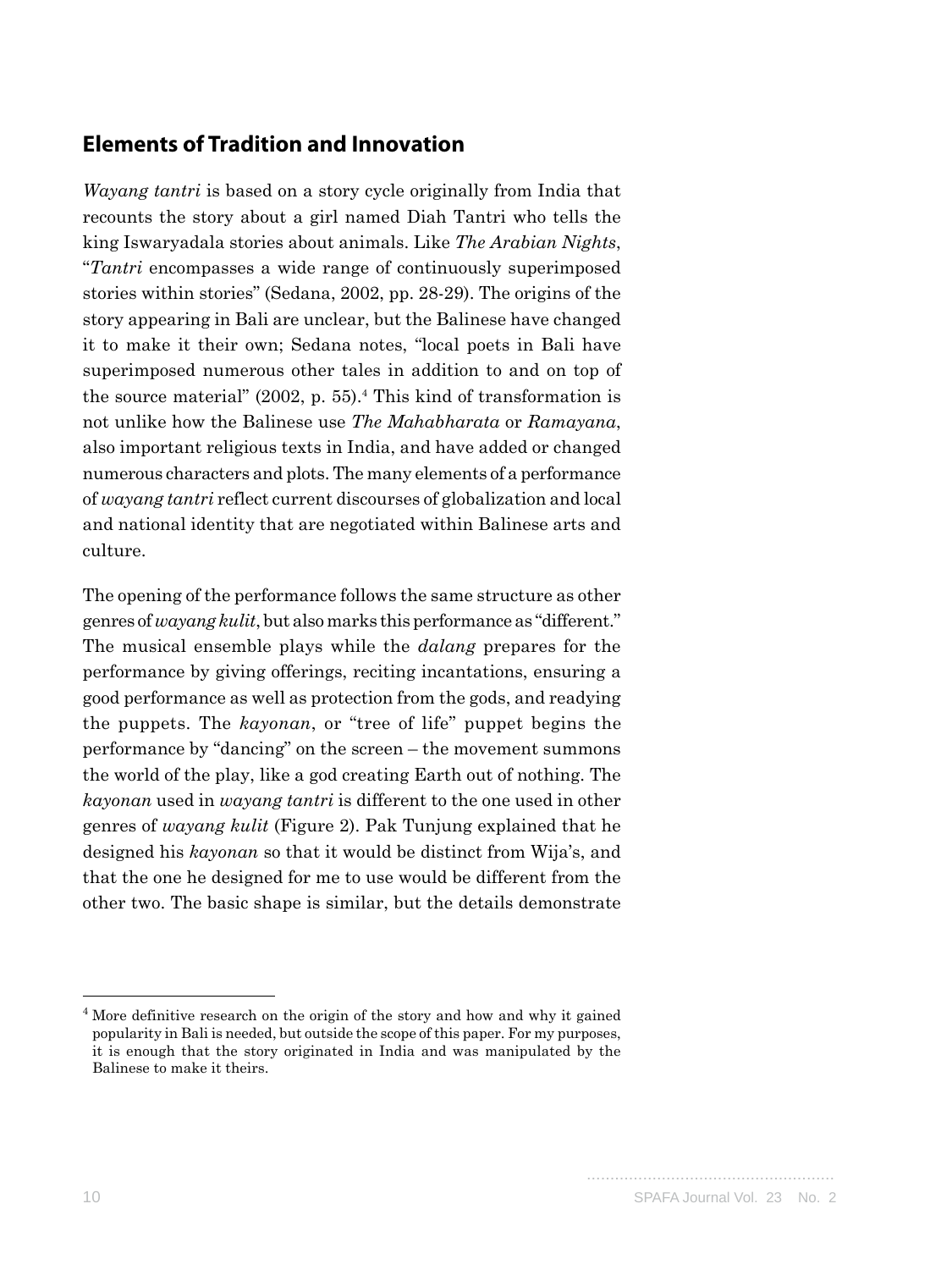## Elements of Tradition and Innovation

*Wayang tantri* is based on a story cycle originally from India that recounts the story about a girl named Diah Tantri who tells the king Iswaryadala stories about animals. Like *The Arabian Nights*, "*Tantri* encompasses a wide range of continuously superimposed stories within stories" (Sedana, 2002, pp. 28-29). The origins of the story appearing in Bali are unclear, but the Balinese have changed it to make it their own; Sedana notes, "local poets in Bali have superimposed numerous other tales in addition to and on top of the source material" (2002, p. 55).[4] This kind of transformation is not unlike how the Balinese use *The Mahabharata* or *Ramayana*, also important religious texts in India, and have added or changed numerous characters and plots. The many elements of a performance of *wayang tantri* reflect current discourses of globalization and local and national identity that are negotiated within Balinese arts and culture.

The opening of the performance follows the same structure as other genres of *wayang kulit*, but also marks this performance as "different." The musical ensemble plays while the *dalang* prepares for the performance by giving offerings, reciting incantations, ensuring a good performance as well as protection from the gods, and readying the puppets. The *kayonan*, or "tree of life" puppet begins the performance by "dancing" on the screen – the movement summons the world of the play, like a god creating Earth out of nothing. The *kayonan* used in *wayang tantri* is different to the one used in other genres of *wayang kulit* (Figure 2). Pak Tunjung explained that he designed his *kayonan* so that it would be distinct from Wija's, and that the one he designed for me to use would be different from the other two. The basic shape is similar, but the details demonstrate

---

[4] More definitive research on the origin of the story and how and why it gained popularity in Bali is needed, but outside the scope of this paper. For my purposes, it is enough that the story originated in India and was manipulated by the Balinese to make it theirs.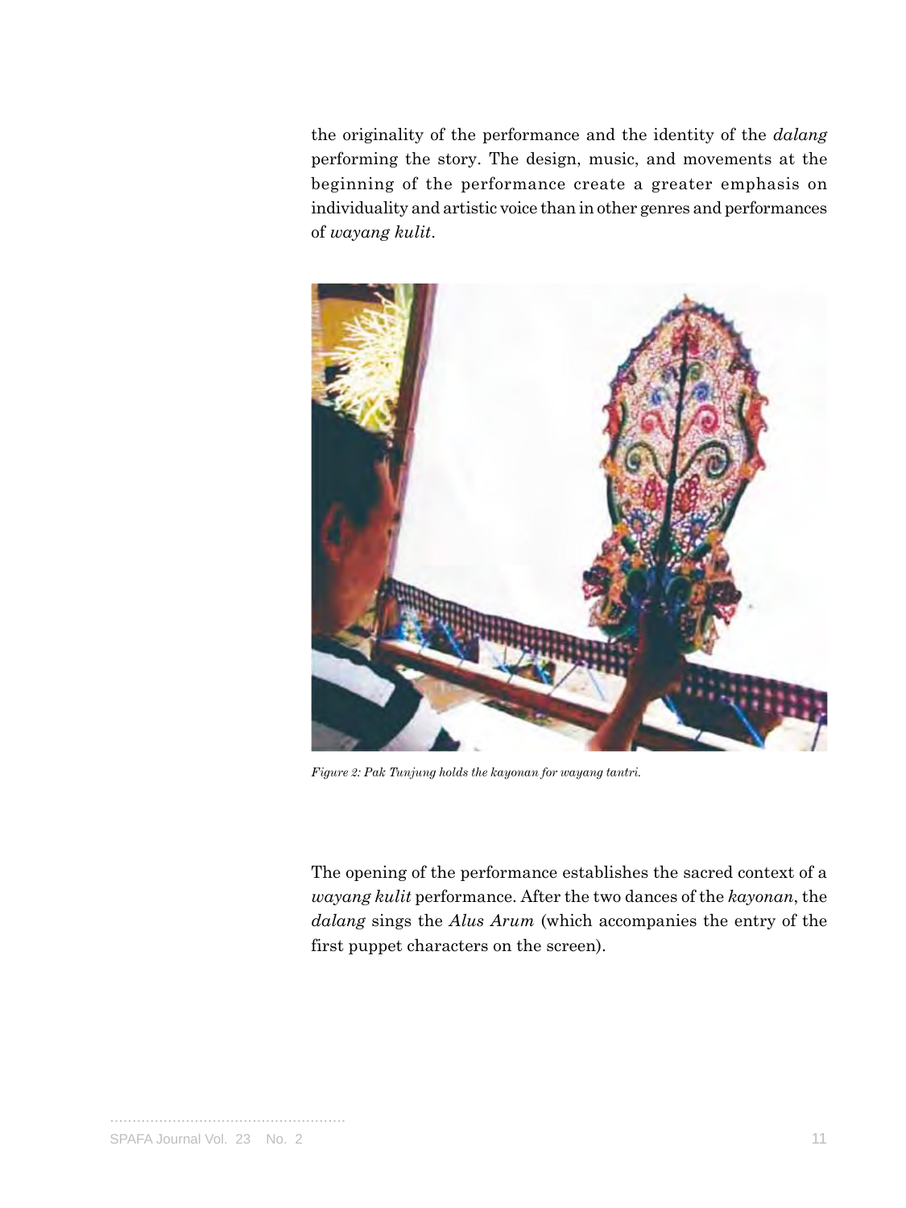the originality of the performance and the identity of the *dalang* performing the story. The design, music, and movements at the beginning of the performance create a greater emphasis on individuality and artistic voice than in other genres and performances of *wayang kulit*.

*Figure 2: Pak Tunjung holds the kayonan for wayang tantri.*

The opening of the performance establishes the sacred context of a *wayang kulit* performance. After the two dances of the *kayonan*, the *dalang* sings the *Alus Arum* (which accompanies the entry of the first puppet characters on the screen).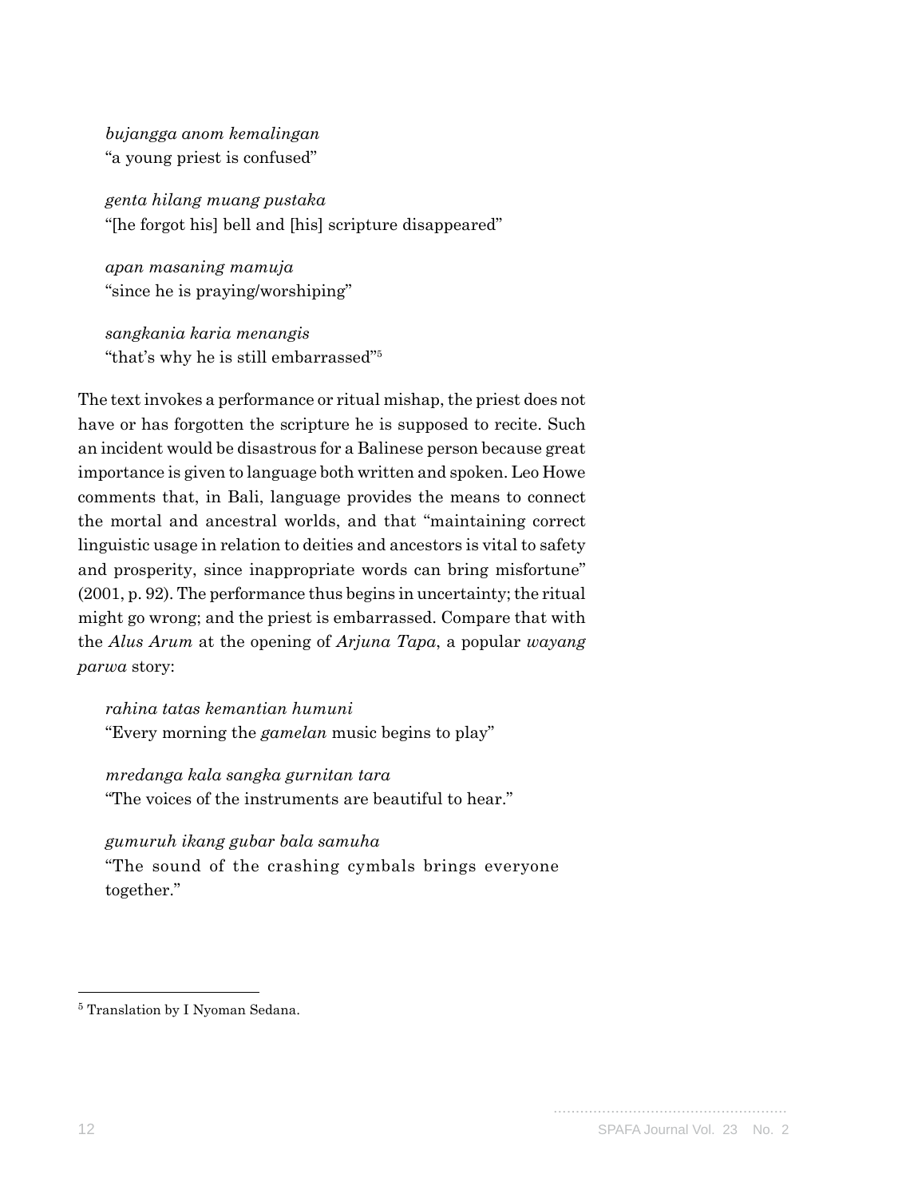*bujangga anom kemalingan*
"a young priest is confused"

*genta hilang muang pustaka*
"[he forgot his] bell and [his] scripture disappeared"

*apan masaning mamuja*
"since he is praying/worshiping"

*sangkania karia menangis*
"that's why he is still embarrassed"[5]

The text invokes a performance or ritual mishap, the priest does not have or has forgotten the scripture he is supposed to recite. Such an incident would be disastrous for a Balinese person because great importance is given to language both written and spoken. Leo Howe comments that, in Bali, language provides the means to connect the mortal and ancestral worlds, and that "maintaining correct linguistic usage in relation to deities and ancestors is vital to safety and prosperity, since inappropriate words can bring misfortune" (2001, p. 92). The performance thus begins in uncertainty; the ritual might go wrong; and the priest is embarrassed. Compare that with the *Alus Arum* at the opening of *Arjuna Tapa*, a popular *wayang parwa* story:

*rahina tatas kemantian humuni*
"Every morning the *gamelan* music begins to play"

*mredanga kala sangka gurnitan tara*
"The voices of the instruments are beautiful to hear."

*gumuruh ikang gubar bala samuha*
"The sound of the crashing cymbals brings everyone together."

---

[5] Translation by I Nyoman Sedana.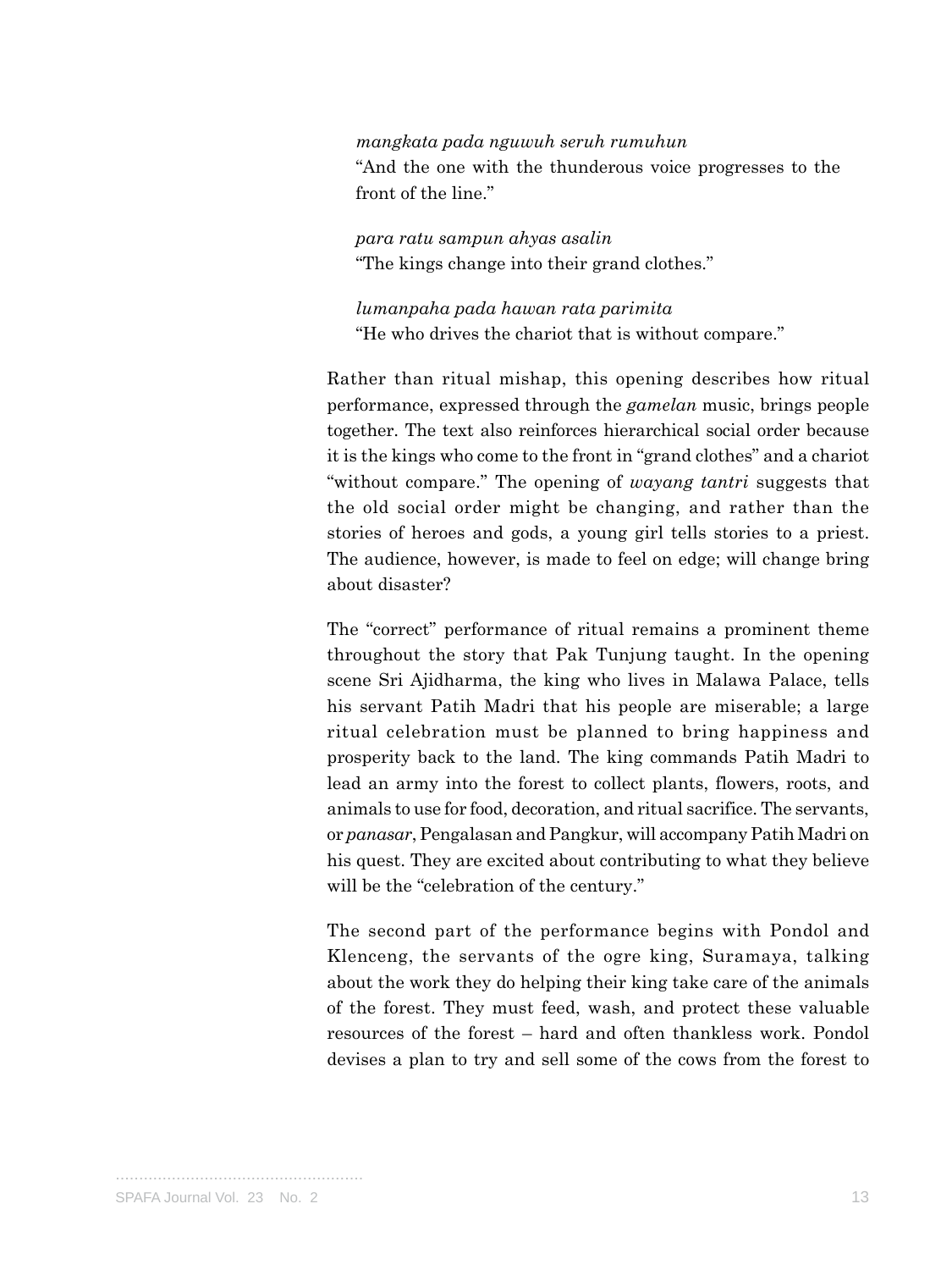*mangkata pada nguwuh seruh rumuhun*
"And the one with the thunderous voice progresses to the front of the line."

*para ratu sampun ahyas asalin*
"The kings change into their grand clothes."

*lumanpaha pada hawan rata parimita*
"He who drives the chariot that is without compare."

Rather than ritual mishap, this opening describes how ritual performance, expressed through the *gamelan* music, brings people together. The text also reinforces hierarchical social order because it is the kings who come to the front in "grand clothes" and a chariot "without compare." The opening of *wayang tantri* suggests that the old social order might be changing, and rather than the stories of heroes and gods, a young girl tells stories to a priest. The audience, however, is made to feel on edge; will change bring about disaster?

The "correct" performance of ritual remains a prominent theme throughout the story that Pak Tunjung taught. In the opening scene Sri Ajidharma, the king who lives in Malawa Palace, tells his servant Patih Madri that his people are miserable; a large ritual celebration must be planned to bring happiness and prosperity back to the land. The king commands Patih Madri to lead an army into the forest to collect plants, flowers, roots, and animals to use for food, decoration, and ritual sacrifice. The servants, or *panasar*, Pengalasan and Pangkur, will accompany Patih Madri on his quest. They are excited about contributing to what they believe will be the "celebration of the century."

The second part of the performance begins with Pondol and Klenceng, the servants of the ogre king, Suramaya, talking about the work they do helping their king take care of the animals of the forest. They must feed, wash, and protect these valuable resources of the forest – hard and often thankless work. Pondol devises a plan to try and sell some of the cows from the forest to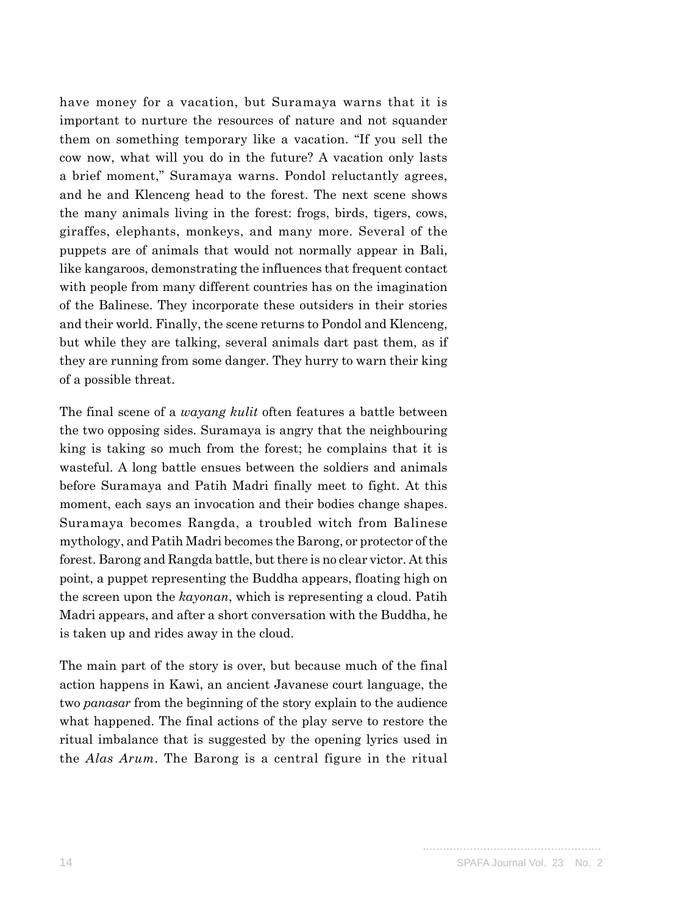have money for a vacation, but Suramaya warns that it is important to nurture the resources of nature and not squander them on something temporary like a vacation. "If you sell the cow now, what will you do in the future? A vacation only lasts a brief moment," Suramaya warns. Pondol reluctantly agrees, and he and Klenceng head to the forest. The next scene shows the many animals living in the forest: frogs, birds, tigers, cows, giraffes, elephants, monkeys, and many more. Several of the puppets are of animals that would not normally appear in Bali, like kangaroos, demonstrating the influences that frequent contact with people from many different countries has on the imagination of the Balinese. They incorporate these outsiders in their stories and their world. Finally, the scene returns to Pondol and Klenceng, but while they are talking, several animals dart past them, as if they are running from some danger. They hurry to warn their king of a possible threat.

The final scene of a *wayang kulit* often features a battle between the two opposing sides. Suramaya is angry that the neighbouring king is taking so much from the forest; he complains that it is wasteful. A long battle ensues between the soldiers and animals before Suramaya and Patih Madri finally meet to fight. At this moment, each says an invocation and their bodies change shapes. Suramaya becomes Rangda, a troubled witch from Balinese mythology, and Patih Madri becomes the Barong, or protector of the forest. Barong and Rangda battle, but there is no clear victor. At this point, a puppet representing the Buddha appears, floating high on the screen upon the *kayonan*, which is representing a cloud. Patih Madri appears, and after a short conversation with the Buddha, he is taken up and rides away in the cloud.

The main part of the story is over, but because much of the final action happens in Kawi, an ancient Javanese court language, the two *panasar* from the beginning of the story explain to the audience what happened. The final actions of the play serve to restore the ritual imbalance that is suggested by the opening lyrics used in the *Alas Arum*. The Barong is a central figure in the ritual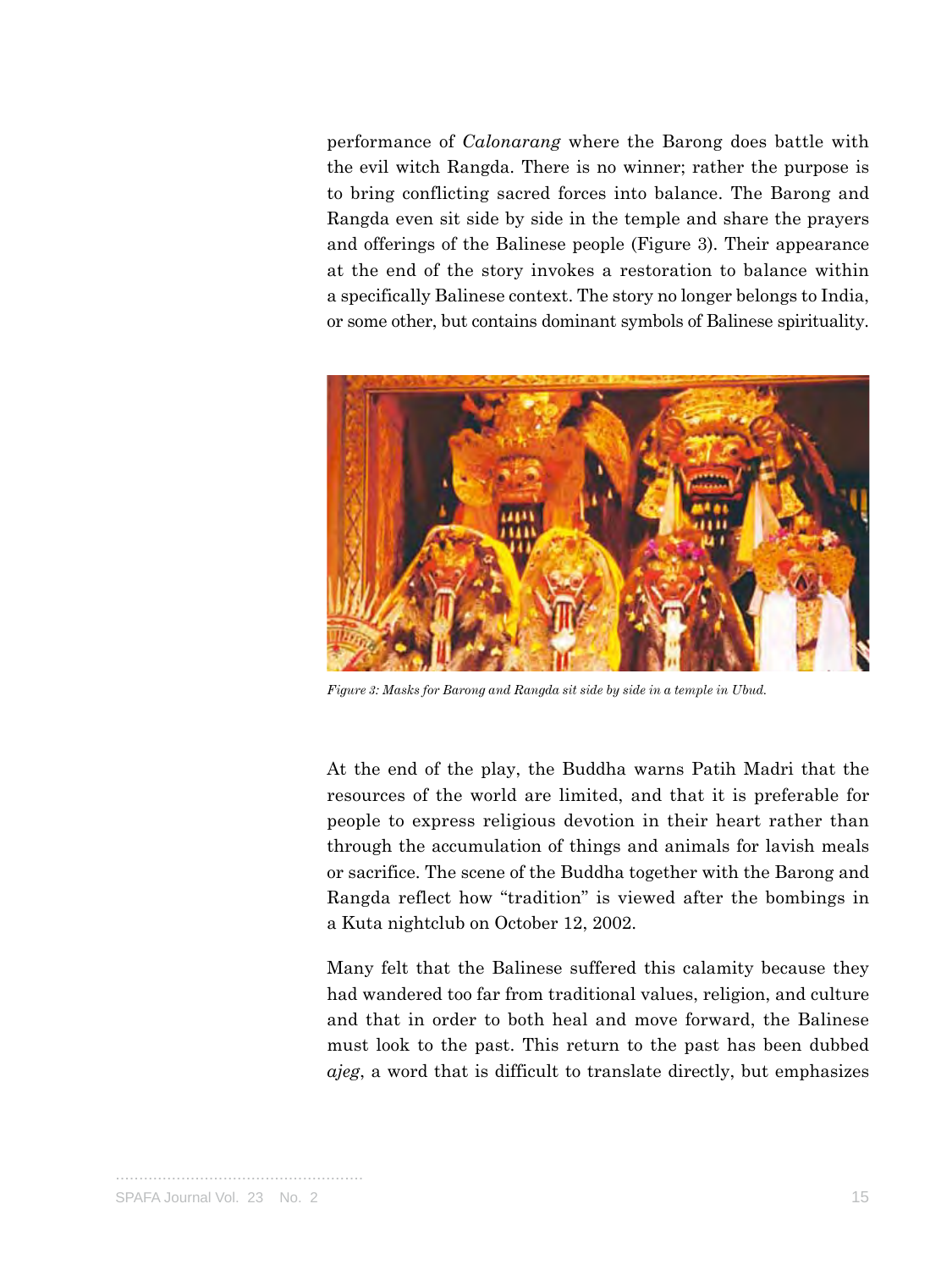performance of *Calonarang* where the Barong does battle with the evil witch Rangda. There is no winner; rather the purpose is to bring conflicting sacred forces into balance. The Barong and Rangda even sit side by side in the temple and share the prayers and offerings of the Balinese people (Figure 3). Their appearance at the end of the story invokes a restoration to balance within a specifically Balinese context. The story no longer belongs to India, or some other, but contains dominant symbols of Balinese spirituality.

*Figure 3: Masks for Barong and Rangda sit side by side in a temple in Ubud.*

At the end of the play, the Buddha warns Patih Madri that the resources of the world are limited, and that it is preferable for people to express religious devotion in their heart rather than through the accumulation of things and animals for lavish meals or sacrifice. The scene of the Buddha together with the Barong and Rangda reflect how "tradition" is viewed after the bombings in a Kuta nightclub on October 12, 2002.

Many felt that the Balinese suffered this calamity because they had wandered too far from traditional values, religion, and culture and that in order to both heal and move forward, the Balinese must look to the past. This return to the past has been dubbed *ajeg*, a word that is difficult to translate directly, but emphasizes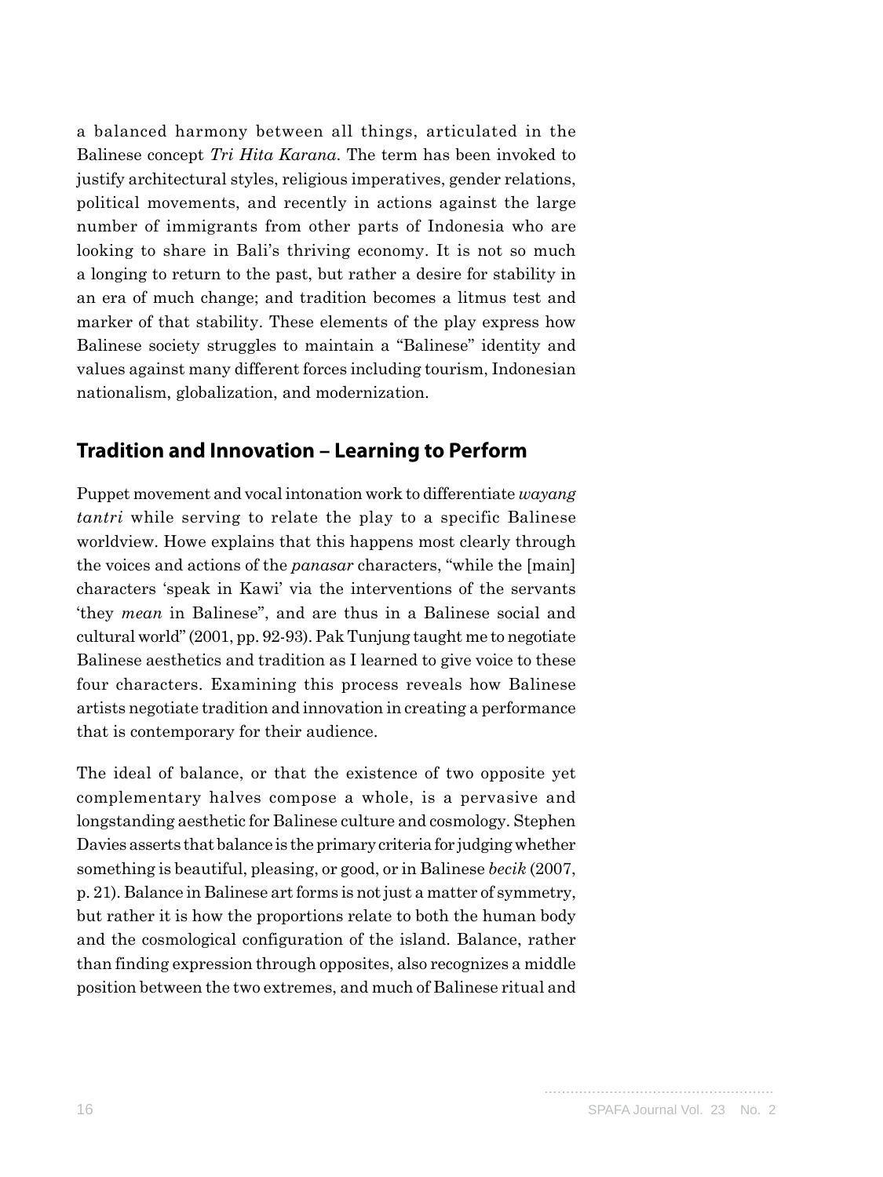a balanced harmony between all things, articulated in the Balinese concept *Tri Hita Karana*. The term has been invoked to justify architectural styles, religious imperatives, gender relations, political movements, and recently in actions against the large number of immigrants from other parts of Indonesia who are looking to share in Bali's thriving economy. It is not so much a longing to return to the past, but rather a desire for stability in an era of much change; and tradition becomes a litmus test and marker of that stability. These elements of the play express how Balinese society struggles to maintain a "Balinese" identity and values against many different forces including tourism, Indonesian nationalism, globalization, and modernization.

## Tradition and Innovation – Learning to Perform

Puppet movement and vocal intonation work to differentiate *wayang tantri* while serving to relate the play to a specific Balinese worldview. Howe explains that this happens most clearly through the voices and actions of the *panasar* characters, "while the [main] characters 'speak in Kawi' via the interventions of the servants 'they *mean* in Balinese", and are thus in a Balinese social and cultural world" (2001, pp. 92-93). Pak Tunjung taught me to negotiate Balinese aesthetics and tradition as I learned to give voice to these four characters. Examining this process reveals how Balinese artists negotiate tradition and innovation in creating a performance that is contemporary for their audience.

The ideal of balance, or that the existence of two opposite yet complementary halves compose a whole, is a pervasive and longstanding aesthetic for Balinese culture and cosmology. Stephen Davies asserts that balance is the primary criteria for judging whether something is beautiful, pleasing, or good, or in Balinese *becik* (2007, p. 21). Balance in Balinese art forms is not just a matter of symmetry, but rather it is how the proportions relate to both the human body and the cosmological configuration of the island. Balance, rather than finding expression through opposites, also recognizes a middle position between the two extremes, and much of Balinese ritual and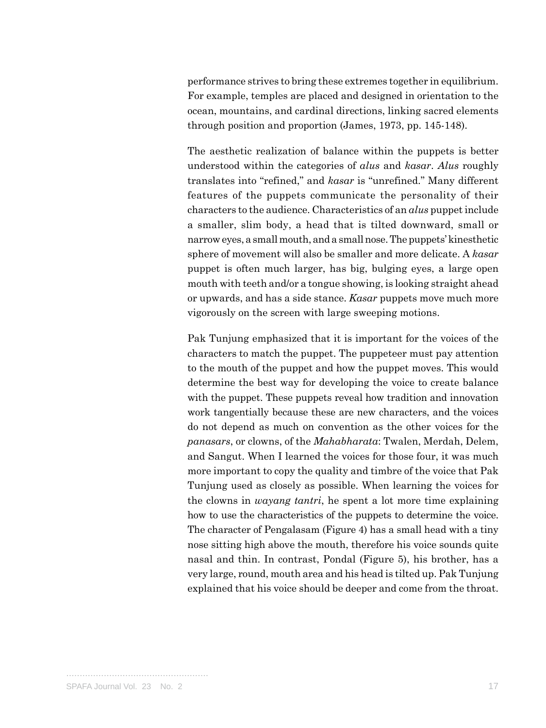performance strives to bring these extremes together in equilibrium. For example, temples are placed and designed in orientation to the ocean, mountains, and cardinal directions, linking sacred elements through position and proportion (James, 1973, pp. 145-148).

The aesthetic realization of balance within the puppets is better understood within the categories of *alus* and *kasar*. *Alus* roughly translates into "refined," and *kasar* is "unrefined." Many different features of the puppets communicate the personality of their characters to the audience. Characteristics of an *alus* puppet include a smaller, slim body, a head that is tilted downward, small or narrow eyes, a small mouth, and a small nose. The puppets' kinesthetic sphere of movement will also be smaller and more delicate. A *kasar* puppet is often much larger, has big, bulging eyes, a large open mouth with teeth and/or a tongue showing, is looking straight ahead or upwards, and has a side stance. *Kasar* puppets move much more vigorously on the screen with large sweeping motions.

Pak Tunjung emphasized that it is important for the voices of the characters to match the puppet. The puppeteer must pay attention to the mouth of the puppet and how the puppet moves. This would determine the best way for developing the voice to create balance with the puppet. These puppets reveal how tradition and innovation work tangentially because these are new characters, and the voices do not depend as much on convention as the other voices for the *panasars*, or clowns, of the *Mahabharata*: Twalen, Merdah, Delem, and Sangut. When I learned the voices for those four, it was much more important to copy the quality and timbre of the voice that Pak Tunjung used as closely as possible. When learning the voices for the clowns in *wayang tantri*, he spent a lot more time explaining how to use the characteristics of the puppets to determine the voice. The character of Pengalasam (Figure 4) has a small head with a tiny nose sitting high above the mouth, therefore his voice sounds quite nasal and thin. In contrast, Pondal (Figure 5), his brother, has a very large, round, mouth area and his head is tilted up. Pak Tunjung explained that his voice should be deeper and come from the throat.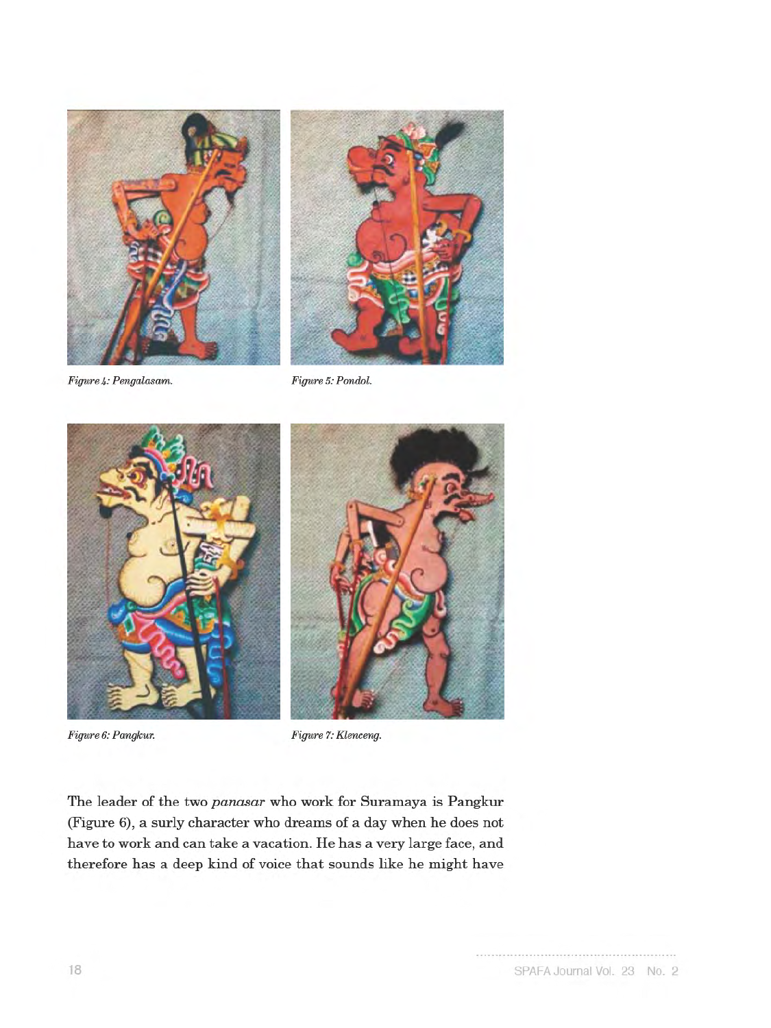*Figure 4: Pengalasam.*

*Figure 5: Pondol.*

*Figure 6: Pangkur.*

*Figure 7: Klenceng.*

The leader of the two *panasar* who work for Suramaya is Pangkur (Figure 6), a surly character who dreams of a day when he does not have to work and can take a vacation. He has a very large face, and therefore has a deep kind of voice that sounds like he might have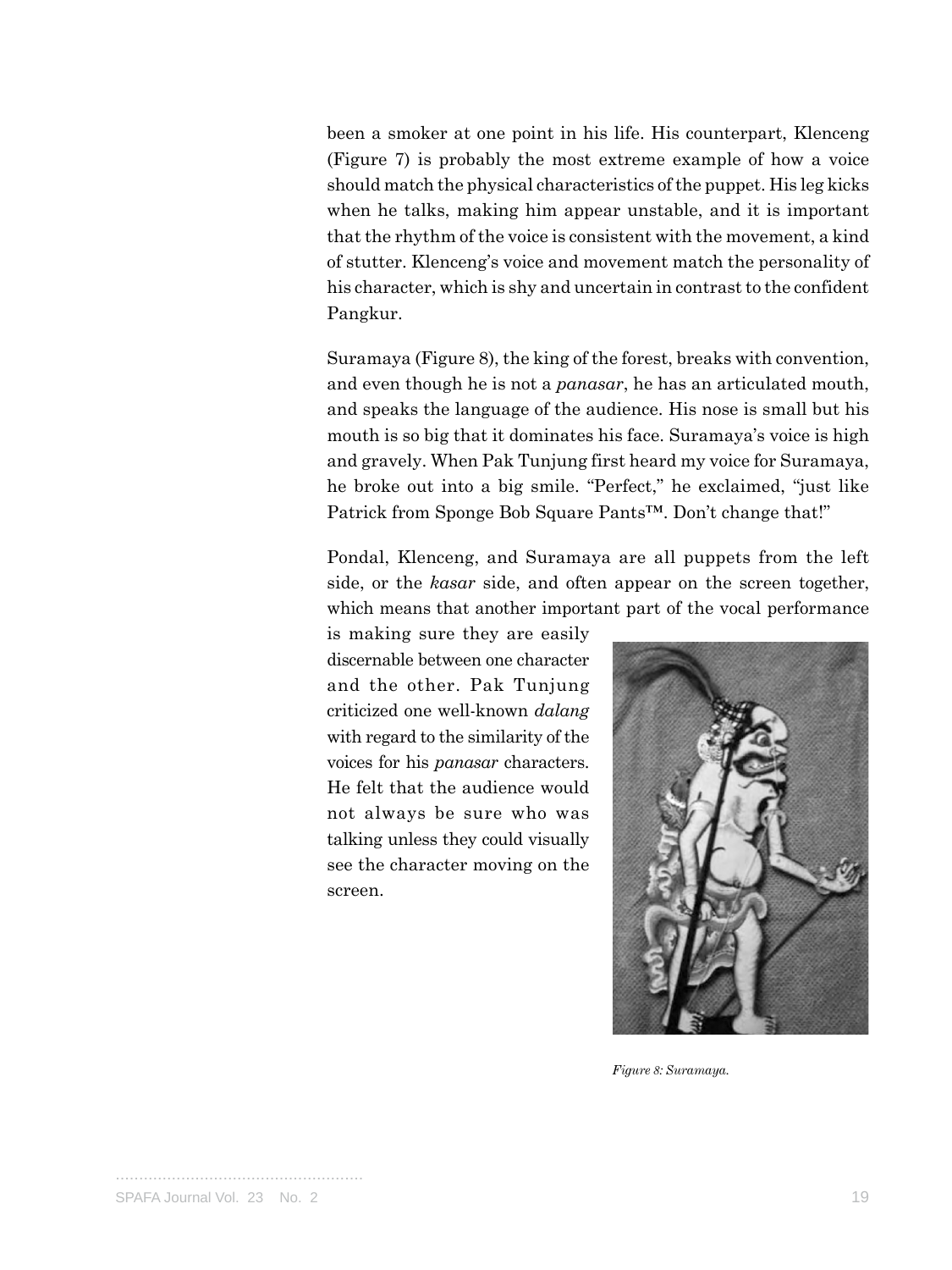been a smoker at one point in his life. His counterpart, Klenceng (Figure 7) is probably the most extreme example of how a voice should match the physical characteristics of the puppet. His leg kicks when he talks, making him appear unstable, and it is important that the rhythm of the voice is consistent with the movement, a kind of stutter. Klenceng's voice and movement match the personality of his character, which is shy and uncertain in contrast to the confident Pangkur.

Suramaya (Figure 8), the king of the forest, breaks with convention, and even though he is not a *panasar*, he has an articulated mouth, and speaks the language of the audience. His nose is small but his mouth is so big that it dominates his face. Suramaya's voice is high and gravely. When Pak Tunjung first heard my voice for Suramaya, he broke out into a big smile. "Perfect," he exclaimed, "just like Patrick from Sponge Bob Square Pants™. Don't change that!"

Pondal, Klenceng, and Suramaya are all puppets from the left side, or the *kasar* side, and often appear on the screen together, which means that another important part of the vocal performance is making sure they are easily discernable between one character and the other. Pak Tunjung criticized one well-known *dalang* with regard to the similarity of the voices for his *panasar* characters. He felt that the audience would not always be sure who was talking unless they could visually see the character moving on the screen.

*Figure 8: Suramaya.*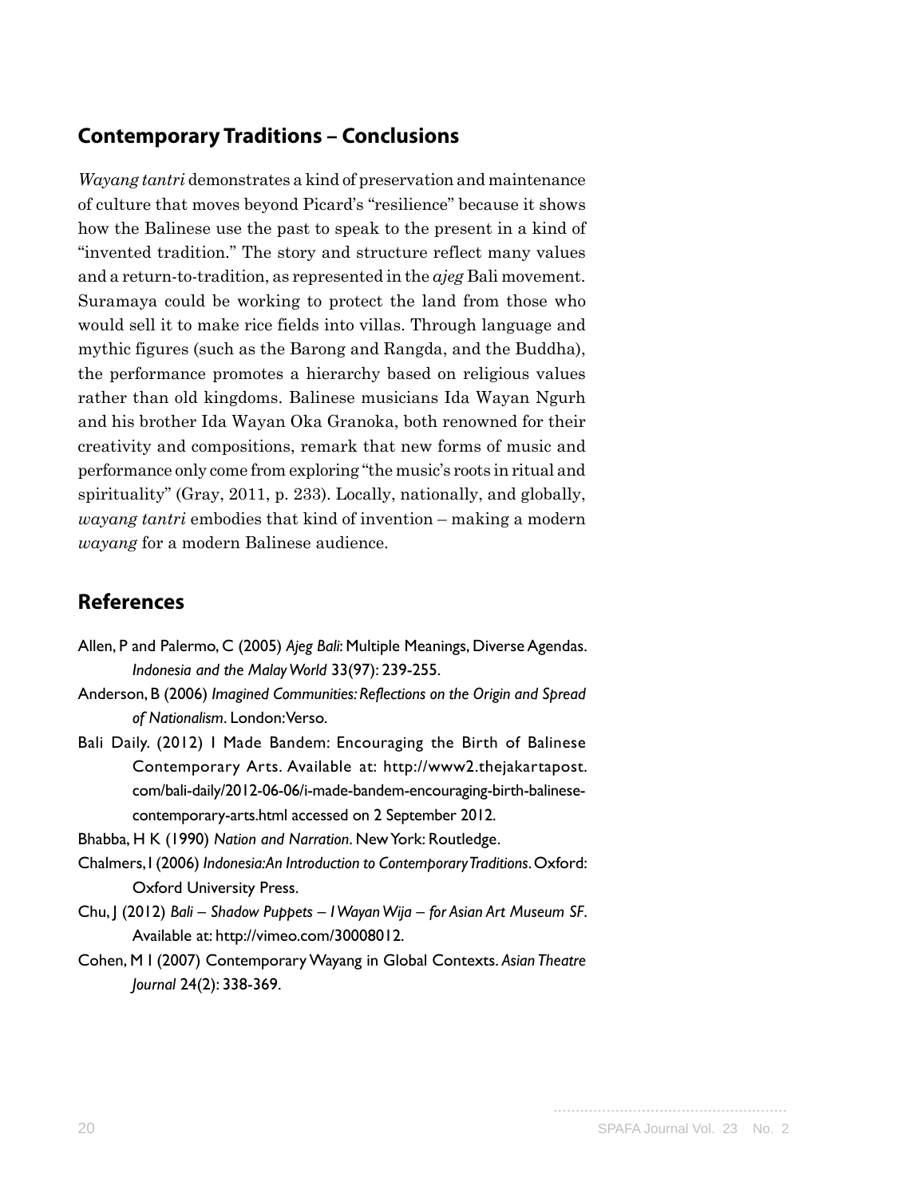## Contemporary Traditions – Conclusions

*Wayang tantri* demonstrates a kind of preservation and maintenance of culture that moves beyond Picard's "resilience" because it shows how the Balinese use the past to speak to the present in a kind of "invented tradition." The story and structure reflect many values and a return-to-tradition, as represented in the *ajeg* Bali movement. Suramaya could be working to protect the land from those who would sell it to make rice fields into villas. Through language and mythic figures (such as the Barong and Rangda, and the Buddha), the performance promotes a hierarchy based on religious values rather than old kingdoms. Balinese musicians Ida Wayan Ngurh and his brother Ida Wayan Oka Granoka, both renowned for their creativity and compositions, remark that new forms of music and performance only come from exploring "the music's roots in ritual and spirituality" (Gray, 2011, p. 233). Locally, nationally, and globally, *wayang tantri* embodies that kind of invention – making a modern *wayang* for a modern Balinese audience.

## References

Allen, P and Palermo, C (2005) *Ajeg Bali*: Multiple Meanings, Diverse Agendas. *Indonesia and the Malay World* 33(97): 239-255.

Anderson, B (2006) *Imagined Communities: Reflections on the Origin and Spread of Nationalism*. London: Verso.

Bali Daily. (2012) I Made Bandem: Encouraging the Birth of Balinese Contemporary Arts. Available at: http://www2.thejakartapost.com/bali-daily/2012-06-06/i-made-bandem-encouraging-birth-balinese-contemporary-arts.html accessed on 2 September 2012.

Bhabba, H K (1990) *Nation and Narration*. New York: Routledge.

Chalmers, I (2006) *Indonesia: An Introduction to Contemporary Traditions*. Oxford: Oxford University Press.

Chu, J (2012) *Bali – Shadow Puppets – I Wayan Wija – for Asian Art Museum SF*. Available at: http://vimeo.com/30008012.

Cohen, M I (2007) Contemporary Wayang in Global Contexts. *Asian Theatre Journal* 24(2): 338-369.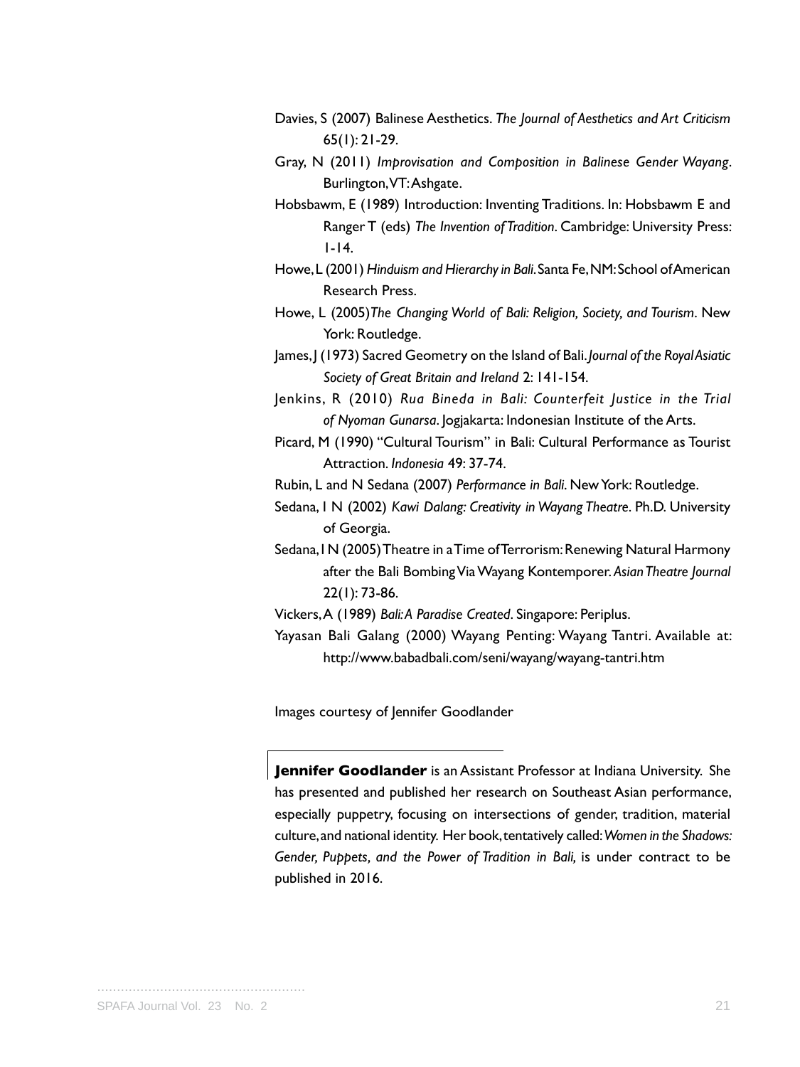Davies, S (2007) Balinese Aesthetics. *The Journal of Aesthetics and Art Criticism* 65(1): 21-29.

Gray, N (2011) *Improvisation and Composition in Balinese Gender Wayang*. Burlington, VT: Ashgate.

Hobsbawm, E (1989) Introduction: Inventing Traditions. In: Hobsbawm E and Ranger T (eds) *The Invention of Tradition*. Cambridge: University Press: 1-14.

Howe, L (2001) *Hinduism and Hierarchy in Bali*. Santa Fe, NM: School of American Research Press.

Howe, L (2005) *The Changing World of Bali: Religion, Society, and Tourism*. New York: Routledge.

James, J (1973) Sacred Geometry on the Island of Bali. *Journal of the Royal Asiatic Society of Great Britain and Ireland* 2: 141-154.

Jenkins, R (2010) *Rua Bineda in Bali: Counterfeit Justice in the Trial of Nyoman Gunarsa*. Jogjakarta: Indonesian Institute of the Arts.

Picard, M (1990) "Cultural Tourism" in Bali: Cultural Performance as Tourist Attraction. *Indonesia* 49: 37-74.

Rubin, L and N Sedana (2007) *Performance in Bali*. New York: Routledge.

Sedana, I N (2002) *Kawi Dalang: Creativity in Wayang Theatre*. Ph.D. University of Georgia.

Sedana, I N (2005) Theatre in a Time of Terrorism: Renewing Natural Harmony after the Bali Bombing Via Wayang Kontemporer. *Asian Theatre Journal* 22(1): 73-86.

Vickers, A (1989) *Bali: A Paradise Created*. Singapore: Periplus.

Yayasan Bali Galang (2000) Wayang Penting: Wayang Tantri. Available at: http://www.babadbali.com/seni/wayang/wayang-tantri.htm

Images courtesy of Jennifer Goodlander

**Jennifer Goodlander** is an Assistant Professor at Indiana University. She has presented and published her research on Southeast Asian performance, especially puppetry, focusing on intersections of gender, tradition, material culture, and national identity. Her book, tentatively called: *Women in the Shadows: Gender, Puppets, and the Power of Tradition in Bali,* is under contract to be published in 2016.